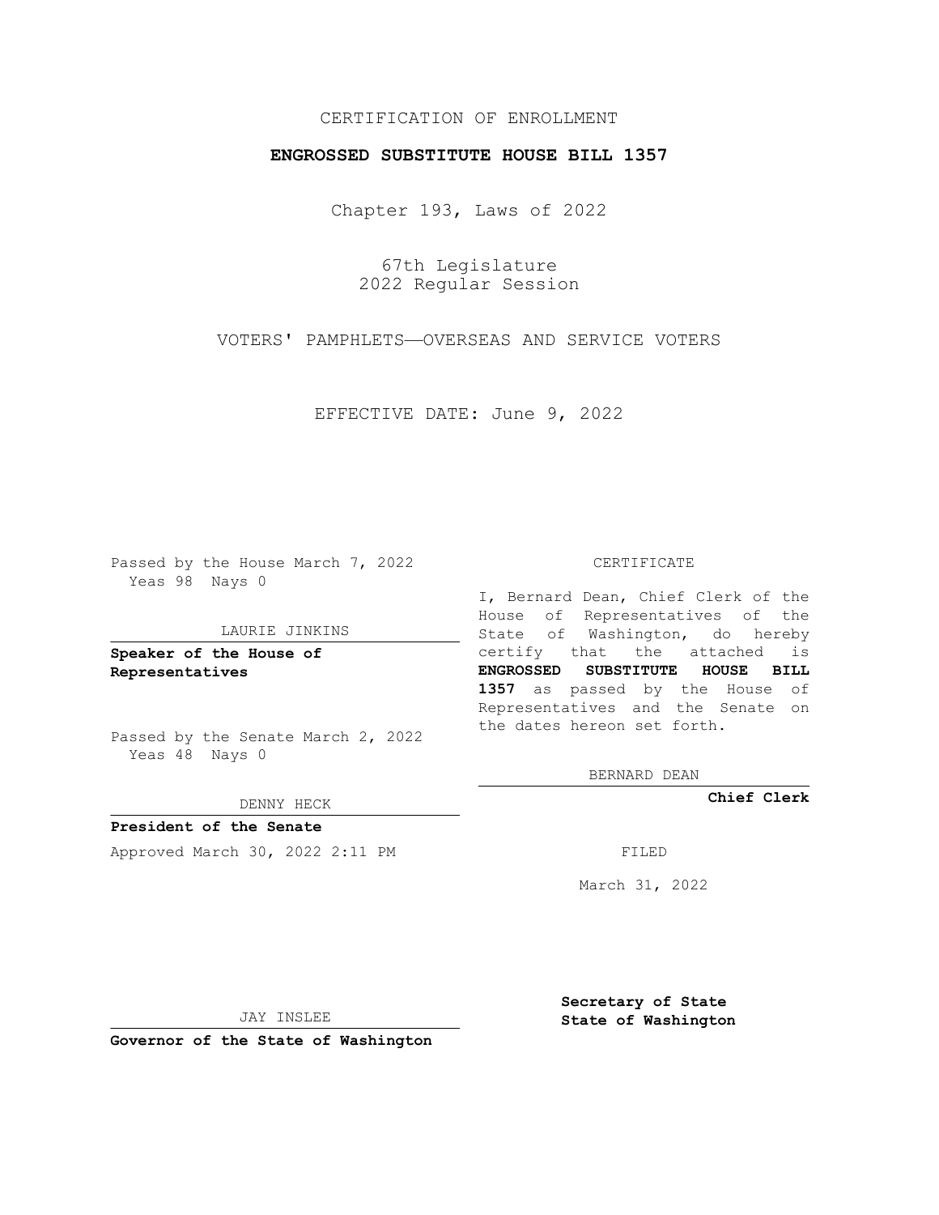CERTIFICATION OF ENROLLMENT

**ENGROSSED SUBSTITUTE HOUSE BILL 1357**

Chapter 193, Laws of 2022

67th Legislature
2022 Regular Session

VOTERS' PAMPHLETS—OVERSEAS AND SERVICE VOTERS

EFFECTIVE DATE: June 9, 2022

Passed by the House March 7, 2022
Yeas 98 Nays 0

LAURIE JINKINS

**Speaker of the House of Representatives**

Passed by the Senate March 2, 2022
Yeas 48 Nays 0

DENNY HECK

**President of the Senate**

Approved March 30, 2022 2:11 PM

JAY INSLEE

**Governor of the State of Washington**

CERTIFICATE

I, Bernard Dean, Chief Clerk of the House of Representatives of the State of Washington, do hereby certify that the attached is **ENGROSSED SUBSTITUTE HOUSE BILL 1357** as passed by the House of Representatives and the Senate on the dates hereon set forth.

BERNARD DEAN

**Chief Clerk**

FILED

March 31, 2022

**Secretary of State**
**State of Washington**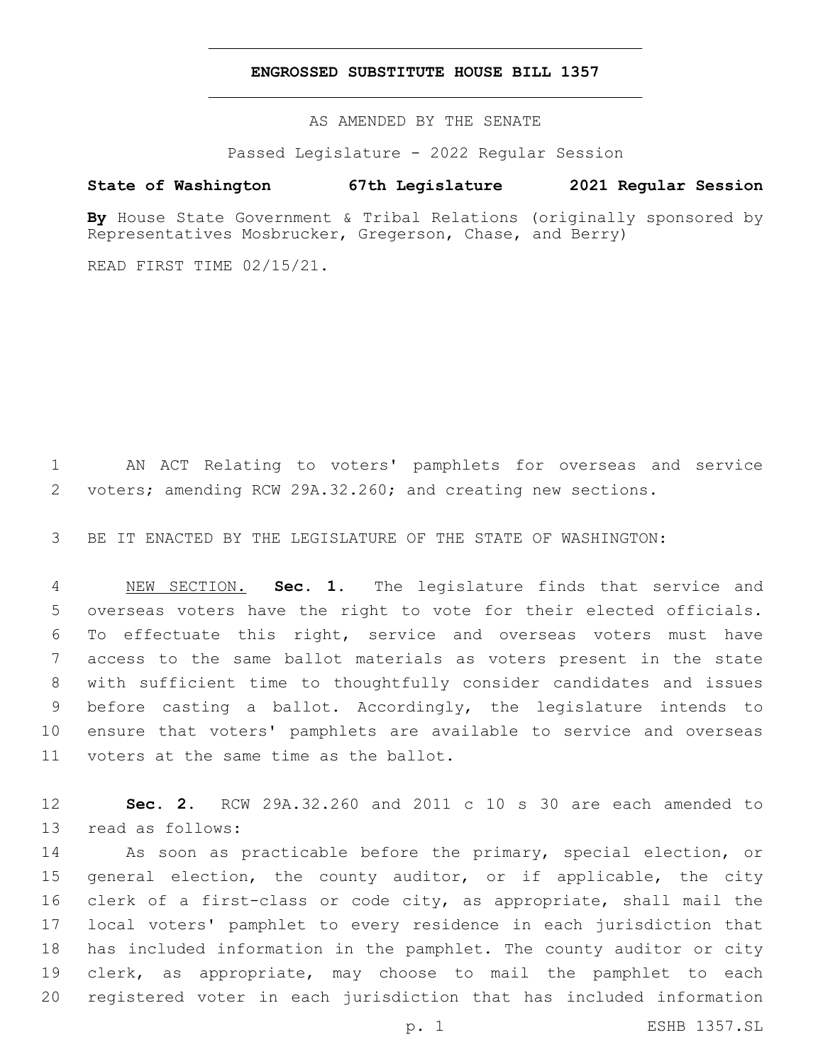# ENGROSSED SUBSTITUTE HOUSE BILL 1357

AS AMENDED BY THE SENATE

Passed Legislature - 2022 Regular Session

**State of Washington 67th Legislature 2021 Regular Session**

**By** House State Government & Tribal Relations (originally sponsored by Representatives Mosbrucker, Gregerson, Chase, and Berry)

READ FIRST TIME 02/15/21.

1 AN ACT Relating to voters' pamphlets for overseas and service
2 voters; amending RCW 29A.32.260; and creating new sections.

3 BE IT ENACTED BY THE LEGISLATURE OF THE STATE OF WASHINGTON:

4 NEW SECTION. **Sec. 1.** The legislature finds that service and
5 overseas voters have the right to vote for their elected officials.
6 To effectuate this right, service and overseas voters must have
7 access to the same ballot materials as voters present in the state
8 with sufficient time to thoughtfully consider candidates and issues
9 before casting a ballot. Accordingly, the legislature intends to
10 ensure that voters' pamphlets are available to service and overseas
11 voters at the same time as the ballot.

12 **Sec. 2.** RCW 29A.32.260 and 2011 c 10 s 30 are each amended to
13 read as follows:

14 As soon as practicable before the primary, special election, or
15 general election, the county auditor, or if applicable, the city
16 clerk of a first-class or code city, as appropriate, shall mail the
17 local voters' pamphlet to every residence in each jurisdiction that
18 has included information in the pamphlet. The county auditor or city
19 clerk, as appropriate, may choose to mail the pamphlet to each
20 registered voter in each jurisdiction that has included information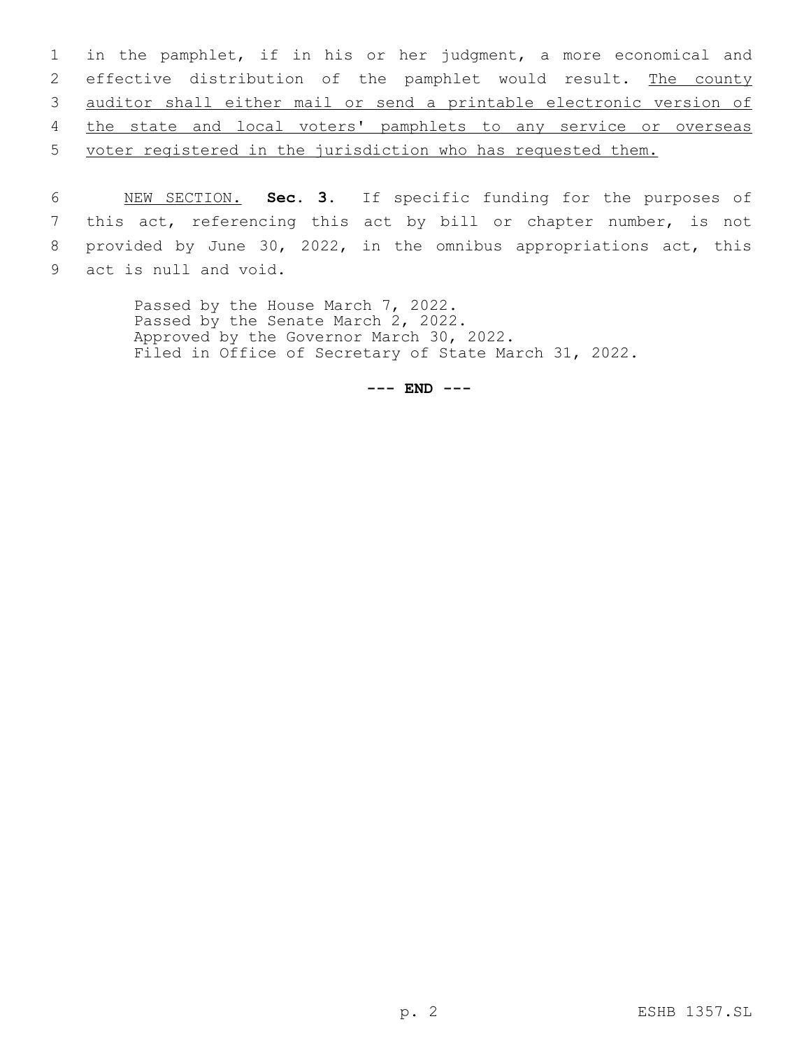in the pamphlet, if in his or her judgment, a more economical and effective distribution of the pamphlet would result. The county auditor shall either mail or send a printable electronic version of the state and local voters' pamphlets to any service or overseas voter registered in the jurisdiction who has requested them.

NEW SECTION. **Sec. 3.** If specific funding for the purposes of this act, referencing this act by bill or chapter number, is not provided by June 30, 2022, in the omnibus appropriations act, this act is null and void.

Passed by the House March 7, 2022.
Passed by the Senate March 2, 2022.
Approved by the Governor March 30, 2022.
Filed in Office of Secretary of State March 31, 2022.

**--- END ---**